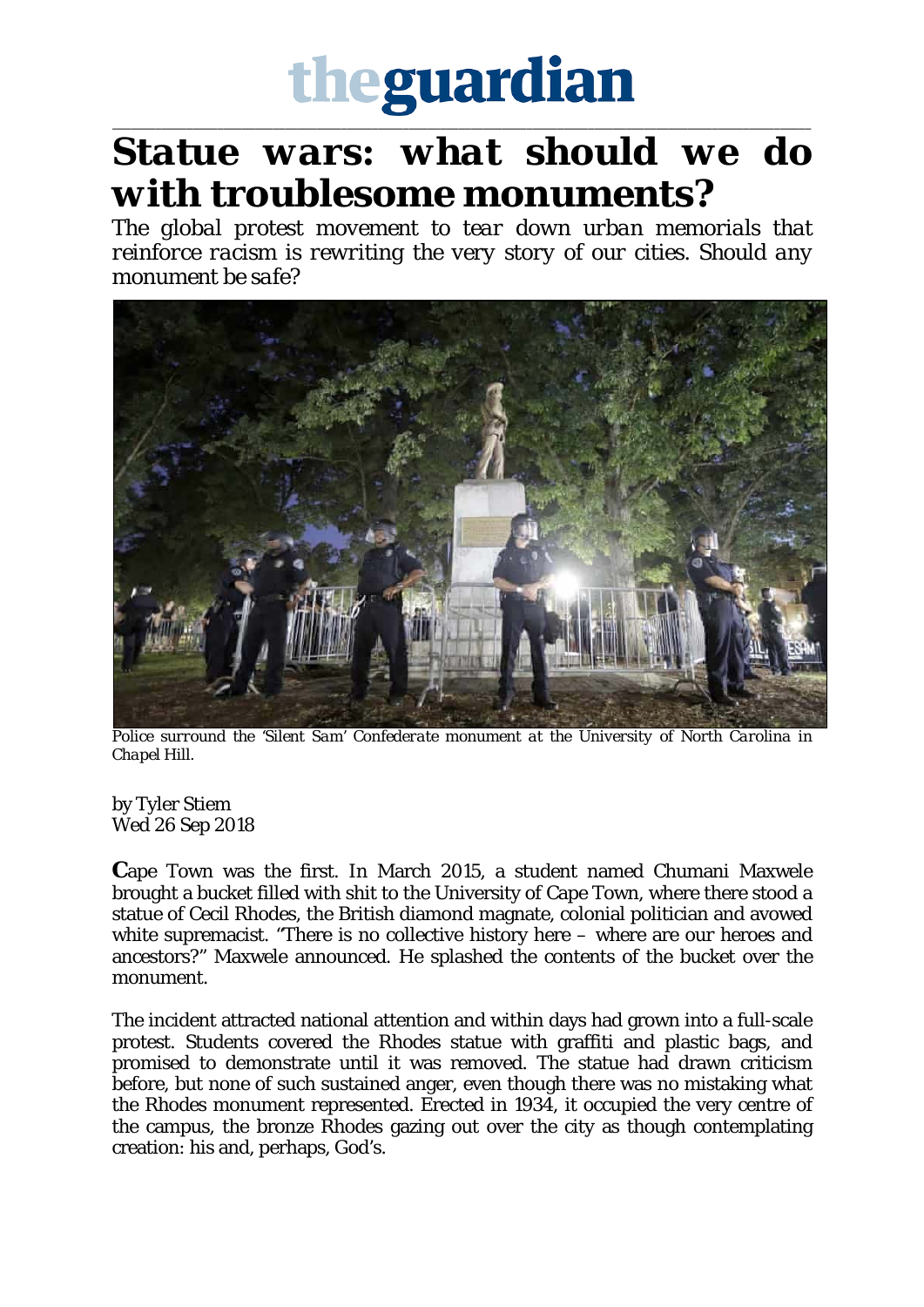# theguardian

# Statue wars: what should we do with troublesome monuments?

*The global protest movement to tear down urban memorials that reinforce racism is rewriting the very story of our cities. Should any monument be safe?*

*Police surround the 'Silent Sam' Confederate monument at the University of North Carolina in Chapel Hill.*

by Tyler Stiem
Wed 26 Sep 2018

**C**ape Town was the first. In March 2015, a student named Chumani Maxwele brought a bucket filled with shit to the University of Cape Town, where there stood a statue of Cecil Rhodes, the British diamond magnate, colonial politician and avowed white supremacist. "There is no collective history here – where are our heroes and ancestors?" Maxwele announced. He splashed the contents of the bucket over the monument.

The incident attracted national attention and within days had grown into a full-scale protest. Students covered the Rhodes statue with graffiti and plastic bags, and promised to demonstrate until it was removed. The statue had drawn criticism before, but none of such sustained anger, even though there was no mistaking what the Rhodes monument represented. Erected in 1934, it occupied the very centre of the campus, the bronze Rhodes gazing out over the city as though contemplating creation: his and, perhaps, God's.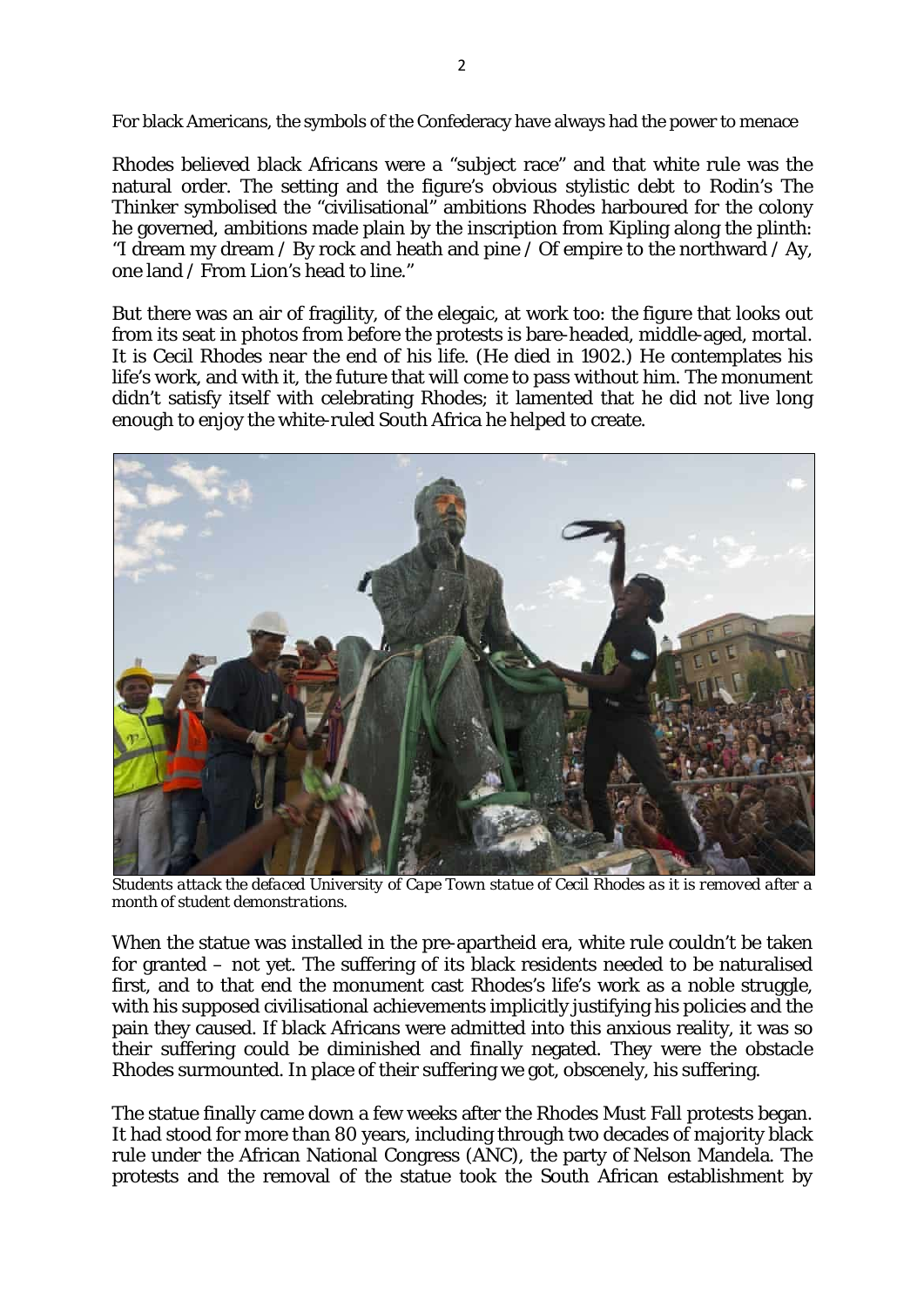For black Americans, the symbols of the Confederacy have always had the power to menace

Rhodes believed black Africans were a "subject race" and that white rule was the natural order. The setting and the figure's obvious stylistic debt to Rodin's The Thinker symbolised the "civilisational" ambitions Rhodes harboured for the colony he governed, ambitions made plain by the inscription from Kipling along the plinth: "I dream my dream / By rock and heath and pine / Of empire to the northward / Ay, one land / From Lion's head to line."

But there was an air of fragility, of the elegaic, at work too: the figure that looks out from its seat in photos from before the protests is bare-headed, middle-aged, mortal. It is Cecil Rhodes near the end of his life. (He died in 1902.) He contemplates his life's work, and with it, the future that will come to pass without him. The monument didn't satisfy itself with celebrating Rhodes; it lamented that he did not live long enough to enjoy the white-ruled South Africa he helped to create.

*Students attack the defaced University of Cape Town statue of Cecil Rhodes as it is removed after a month of student demonstrations.*

When the statue was installed in the pre-apartheid era, white rule couldn't be taken for granted – not yet. The suffering of its black residents needed to be naturalised first, and to that end the monument cast Rhodes's life's work as a noble struggle, with his supposed civilisational achievements implicitly justifying his policies and the pain they caused. If black Africans were admitted into this anxious reality, it was so their suffering could be diminished and finally negated. They were the obstacle Rhodes surmounted. In place of their suffering we got, obscenely, his suffering.

The statue finally came down a few weeks after the Rhodes Must Fall protests began. It had stood for more than 80 years, including through two decades of majority black rule under the African National Congress (ANC), the party of Nelson Mandela. The protests and the removal of the statue took the South African establishment by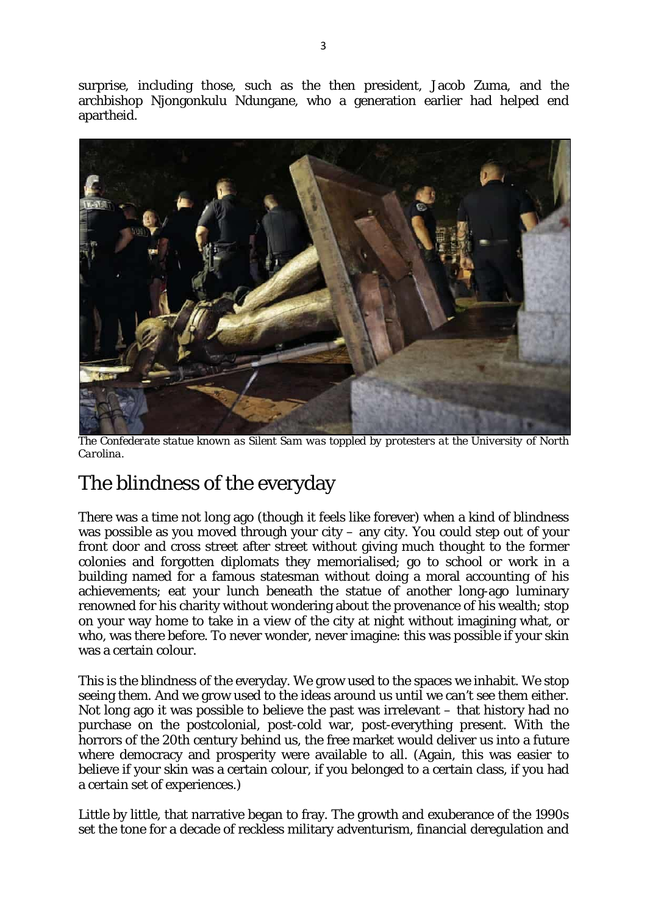surprise, including those, such as the then president, Jacob Zuma, and the archbishop Njongonkulu Ndungane, who a generation earlier had helped end apartheid.

*The Confederate statue known as Silent Sam was toppled by protesters at the University of North Carolina.*

## The blindness of the everyday

There was a time not long ago (though it feels like forever) when a kind of blindness was possible as you moved through your city – any city. You could step out of your front door and cross street after street without giving much thought to the former colonies and forgotten diplomats they memorialised; go to school or work in a building named for a famous statesman without doing a moral accounting of his achievements; eat your lunch beneath the statue of another long-ago luminary renowned for his charity without wondering about the provenance of his wealth; stop on your way home to take in a view of the city at night without imagining what, or who, was there before. To never wonder, never imagine: this was possible if your skin was a certain colour.

This is the blindness of the everyday. We grow used to the spaces we inhabit. We stop seeing them. And we grow used to the ideas around us until we can't see them either. Not long ago it was possible to believe the past was irrelevant – that history had no purchase on the postcolonial, post-cold war, post-everything present. With the horrors of the 20th century behind us, the free market would deliver us into a future where democracy and prosperity were available to all. (Again, this was easier to believe if your skin was a certain colour, if you belonged to a certain class, if you had a certain set of experiences.)

Little by little, that narrative began to fray. The growth and exuberance of the 1990s set the tone for a decade of reckless military adventurism, financial deregulation and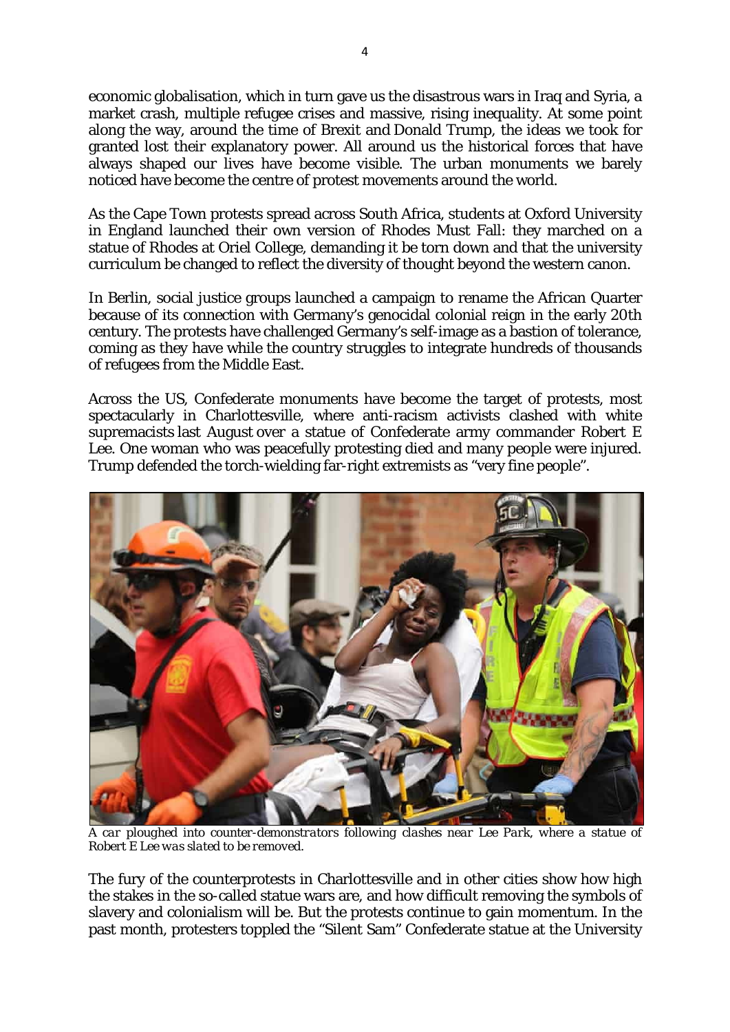economic globalisation, which in turn gave us the disastrous wars in Iraq and Syria, a market crash, multiple refugee crises and massive, rising inequality. At some point along the way, around the time of Brexit and Donald Trump, the ideas we took for granted lost their explanatory power. All around us the historical forces that have always shaped our lives have become visible. The urban monuments we barely noticed have become the centre of protest movements around the world.

As the Cape Town protests spread across South Africa, students at Oxford University in England launched their own version of Rhodes Must Fall: they marched on a statue of Rhodes at Oriel College, demanding it be torn down and that the university curriculum be changed to reflect the diversity of thought beyond the western canon.

In Berlin, social justice groups launched a campaign to rename the African Quarter because of its connection with Germany's genocidal colonial reign in the early 20th century. The protests have challenged Germany's self-image as a bastion of tolerance, coming as they have while the country struggles to integrate hundreds of thousands of refugees from the Middle East.

Across the US, Confederate monuments have become the target of protests, most spectacularly in Charlottesville, where anti-racism activists clashed with white supremacists last August over a statue of Confederate army commander Robert E Lee. One woman who was peacefully protesting died and many people were injured. Trump defended the torch-wielding far-right extremists as "very fine people".

*A car ploughed into counter-demonstrators following clashes near Lee Park, where a statue of Robert E Lee was slated to be removed.*

The fury of the counterprotests in Charlottesville and in other cities show how high the stakes in the so-called statue wars are, and how difficult removing the symbols of slavery and colonialism will be. But the protests continue to gain momentum. In the past month, protesters toppled the "Silent Sam" Confederate statue at the University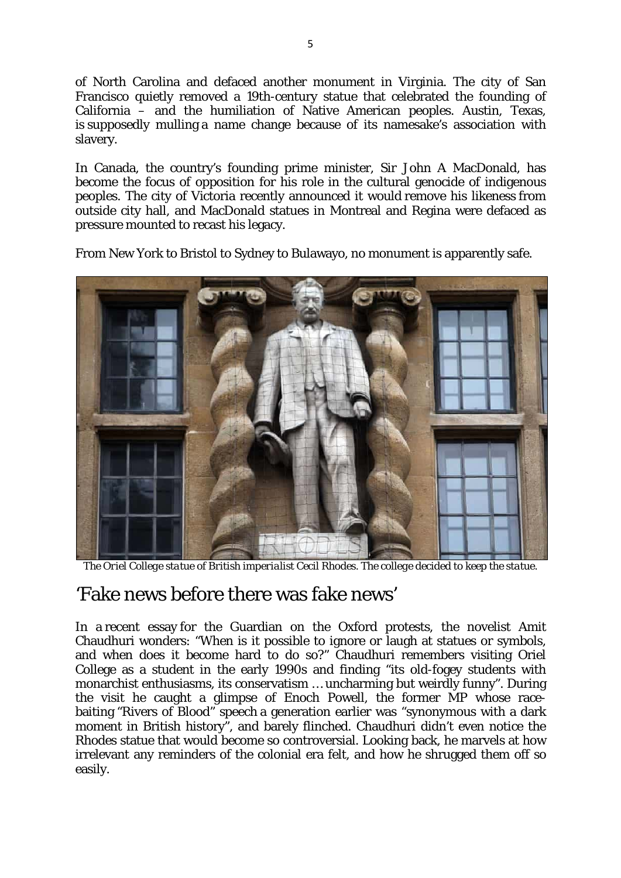of North Carolina and defaced another monument in Virginia. The city of San Francisco quietly removed a 19th-century statue that celebrated the founding of California – and the humiliation of Native American peoples. Austin, Texas, is supposedly mulling a name change because of its namesake's association with slavery.

In Canada, the country's founding prime minister, Sir John A MacDonald, has become the focus of opposition for his role in the cultural genocide of indigenous peoples. The city of Victoria recently announced it would remove his likeness from outside city hall, and MacDonald statues in Montreal and Regina were defaced as pressure mounted to recast his legacy.

From New York to Bristol to Sydney to Bulawayo, no monument is apparently safe.

*The Oriel College statue of British imperialist Cecil Rhodes. The college decided to keep the statue.*

## 'Fake news before there was fake news'

In a recent essay for the Guardian on the Oxford protests, the novelist Amit Chaudhuri wonders: "When is it possible to ignore or laugh at statues or symbols, and when does it become hard to do so?" Chaudhuri remembers visiting Oriel College as a student in the early 1990s and finding "its old-fogey students with monarchist enthusiasms, its conservatism … uncharming but weirdly funny". During the visit he caught a glimpse of Enoch Powell, the former MP whose race-baiting "Rivers of Blood" speech a generation earlier was "synonymous with a dark moment in British history", and barely flinched. Chaudhuri didn't even notice the Rhodes statue that would become so controversial. Looking back, he marvels at how irrelevant any reminders of the colonial era felt, and how he shrugged them off so easily.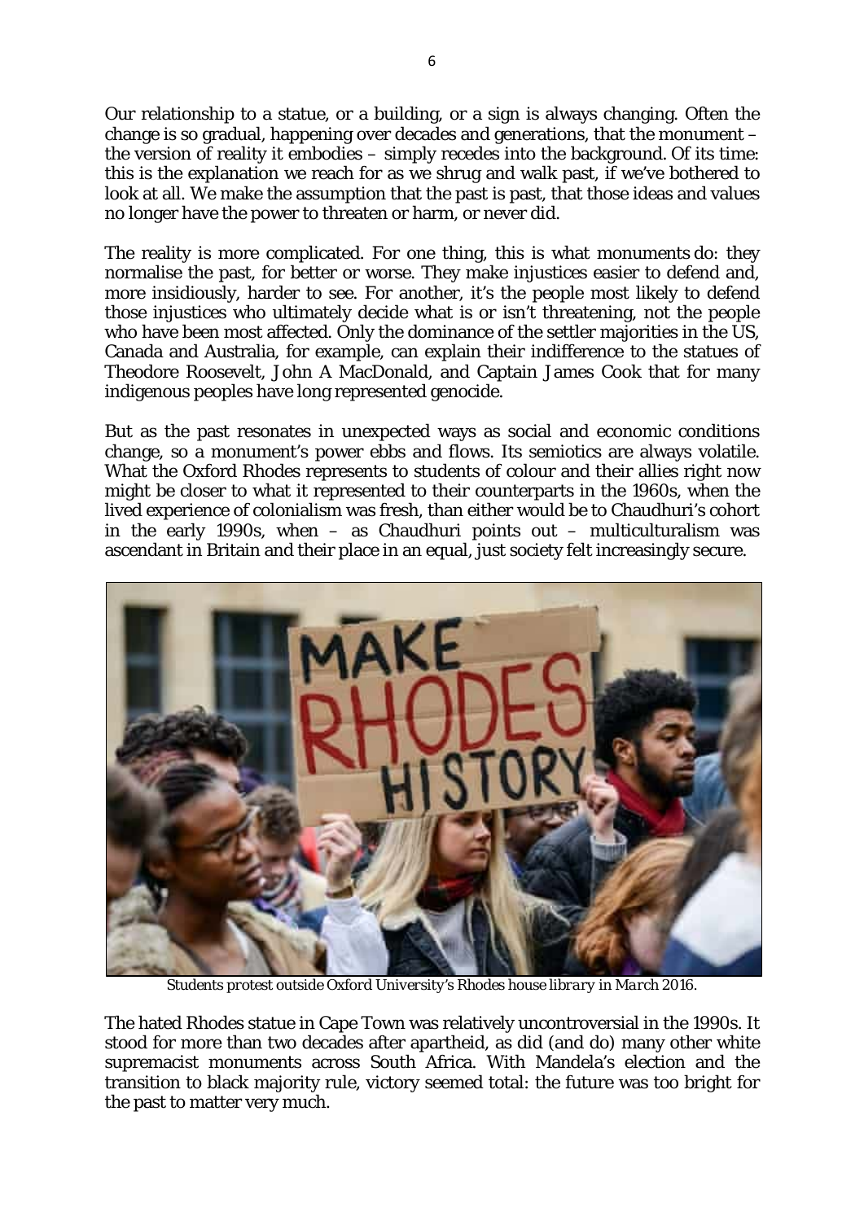Our relationship to a statue, or a building, or a sign is always changing. Often the change is so gradual, happening over decades and generations, that the monument – the version of reality it embodies – simply recedes into the background. Of its time: this is the explanation we reach for as we shrug and walk past, if we've bothered to look at all. We make the assumption that the past is past, that those ideas and values no longer have the power to threaten or harm, or never did.

The reality is more complicated. For one thing, this is what monuments do: they normalise the past, for better or worse. They make injustices easier to defend and, more insidiously, harder to see. For another, it's the people most likely to defend those injustices who ultimately decide what is or isn't threatening, not the people who have been most affected. Only the dominance of the settler majorities in the US, Canada and Australia, for example, can explain their indifference to the statues of Theodore Roosevelt, John A MacDonald, and Captain James Cook that for many indigenous peoples have long represented genocide.

But as the past resonates in unexpected ways as social and economic conditions change, so a monument's power ebbs and flows. Its semiotics are always volatile. What the Oxford Rhodes represents to students of colour and their allies right now might be closer to what it represented to their counterparts in the 1960s, when the lived experience of colonialism was fresh, than either would be to Chaudhuri's cohort in the early 1990s, when – as Chaudhuri points out – multiculturalism was ascendant in Britain and their place in an equal, just society felt increasingly secure.

*Students protest outside Oxford University's Rhodes house library in March 2016.*

The hated Rhodes statue in Cape Town was relatively uncontroversial in the 1990s. It stood for more than two decades after apartheid, as did (and do) many other white supremacist monuments across South Africa. With Mandela's election and the transition to black majority rule, victory seemed total: the future was too bright for the past to matter very much.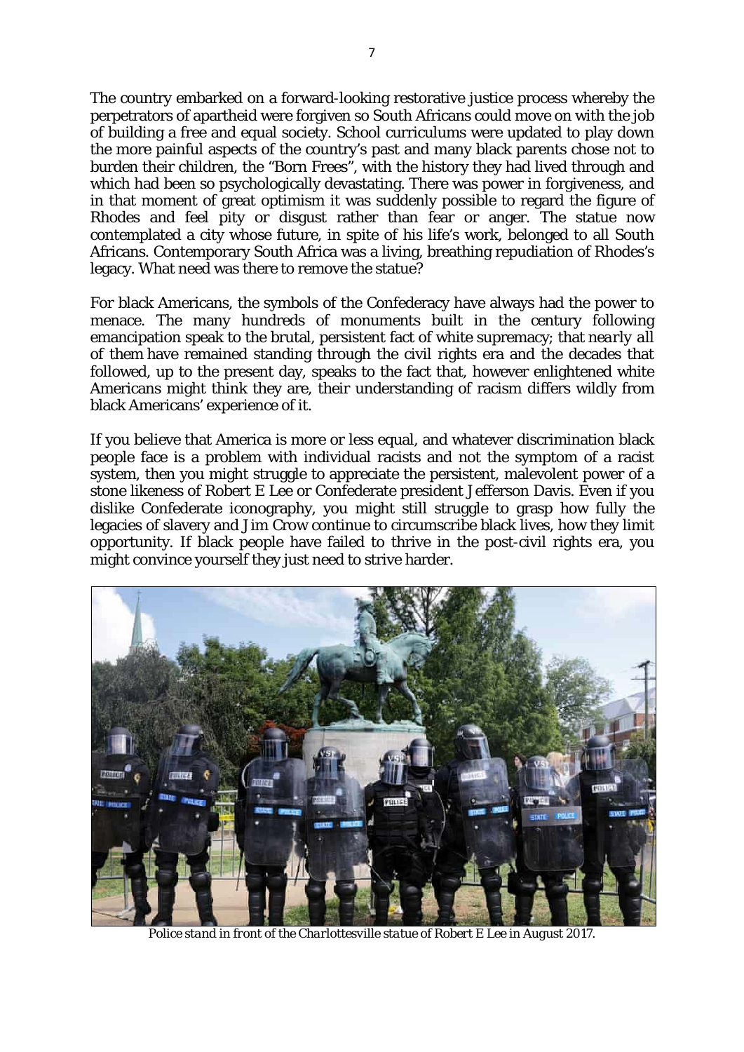The country embarked on a forward-looking restorative justice process whereby the perpetrators of apartheid were forgiven so South Africans could move on with the job of building a free and equal society. School curriculums were updated to play down the more painful aspects of the country's past and many black parents chose not to burden their children, the "Born Frees", with the history they had lived through and which had been so psychologically devastating. There was power in forgiveness, and in that moment of great optimism it was suddenly possible to regard the figure of Rhodes and feel pity or disgust rather than fear or anger. The statue now contemplated a city whose future, in spite of his life's work, belonged to all South Africans. Contemporary South Africa was a living, breathing repudiation of Rhodes's legacy. What need was there to remove the statue?

For black Americans, the symbols of the Confederacy have always had the power to menace. The many hundreds of monuments built in the century following emancipation speak to the brutal, persistent fact of white supremacy; that nearly all of them have remained standing through the civil rights era and the decades that followed, up to the present day, speaks to the fact that, however enlightened white Americans might think they are, their understanding of racism differs wildly from black Americans' experience of it.

If you believe that America is more or less equal, and whatever discrimination black people face is a problem with individual racists and not the symptom of a racist system, then you might struggle to appreciate the persistent, malevolent power of a stone likeness of Robert E Lee or Confederate president Jefferson Davis. Even if you dislike Confederate iconography, you might still struggle to grasp how fully the legacies of slavery and Jim Crow continue to circumscribe black lives, how they limit opportunity. If black people have failed to thrive in the post-civil rights era, you might convince yourself they just need to strive harder.

*Police stand in front of the Charlottesville statue of Robert E Lee in August 2017.*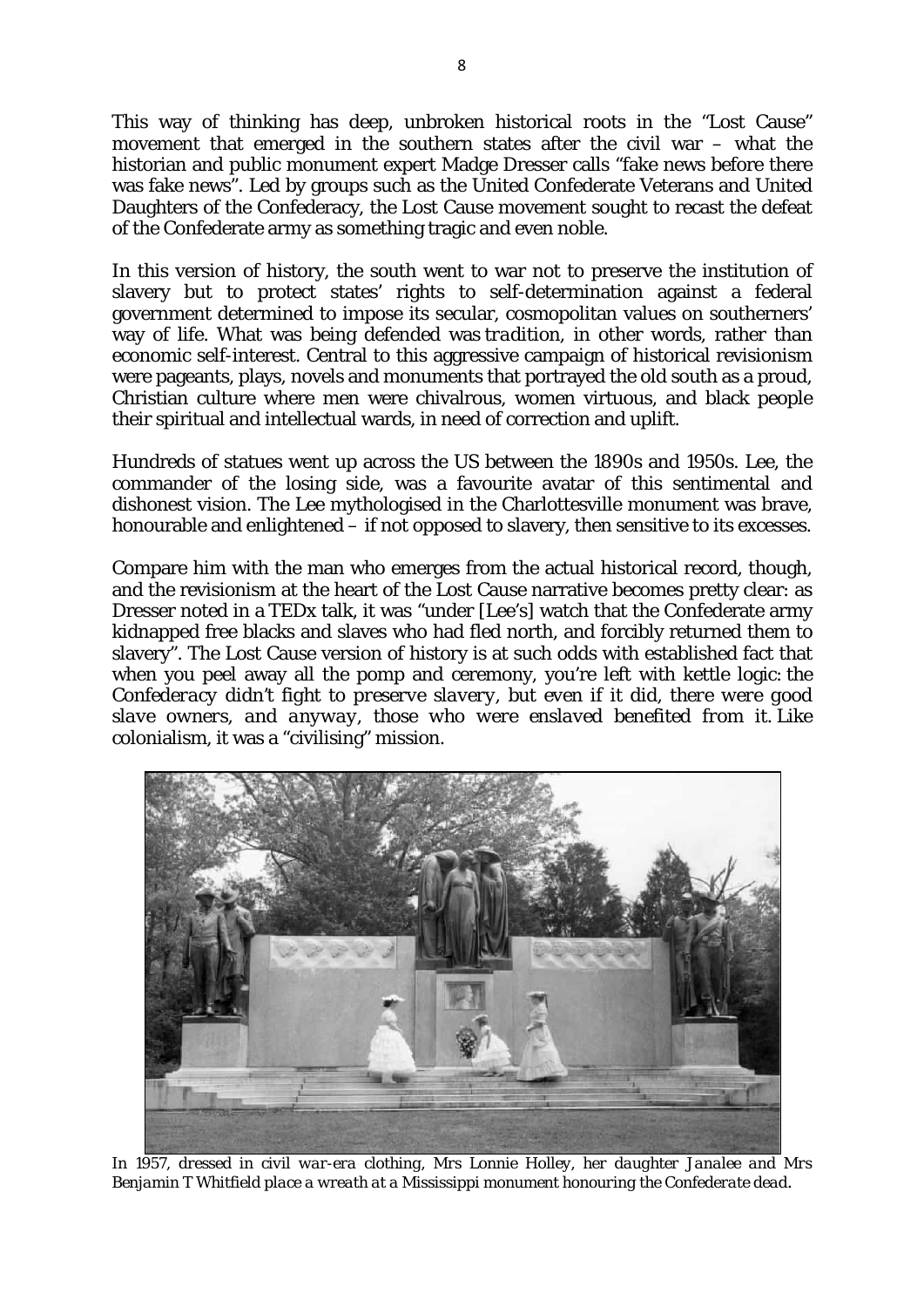This way of thinking has deep, unbroken historical roots in the "Lost Cause" movement that emerged in the southern states after the civil war – what the historian and public monument expert Madge Dresser calls "fake news before there was fake news". Led by groups such as the United Confederate Veterans and United Daughters of the Confederacy, the Lost Cause movement sought to recast the defeat of the Confederate army as something tragic and even noble.

In this version of history, the south went to war not to preserve the institution of slavery but to protect states' rights to self-determination against a federal government determined to impose its secular, cosmopolitan values on southerners' way of life. What was being defended was *tradition*, in other words, rather than economic self-interest. Central to this aggressive campaign of historical revisionism were pageants, plays, novels and monuments that portrayed the old south as a proud, Christian culture where men were chivalrous, women virtuous, and black people their spiritual and intellectual wards, in need of correction and uplift.

Hundreds of statues went up across the US between the 1890s and 1950s. Lee, the commander of the losing side, was a favourite avatar of this sentimental and dishonest vision. The Lee mythologised in the Charlottesville monument was brave, honourable and enlightened – if not opposed to slavery, then sensitive to its excesses.

Compare him with the man who emerges from the actual historical record, though, and the revisionism at the heart of the Lost Cause narrative becomes pretty clear: as Dresser noted in a TEDx talk, it was "under [Lee's] watch that the Confederate army kidnapped free blacks and slaves who had fled north, and forcibly returned them to slavery". The Lost Cause version of history is at such odds with established fact that when you peel away all the pomp and ceremony, you're left with kettle logic: *the Confederacy didn't fight to preserve slavery, but even if it did, there were good slave owners, and anyway, those who were enslaved benefited from it.* Like colonialism, it was a "civilising" mission.

*In 1957, dressed in civil war-era clothing, Mrs Lonnie Holley, her daughter Janalee and Mrs Benjamin T Whitfield place a wreath at a Mississippi monument honouring the Confederate dead.*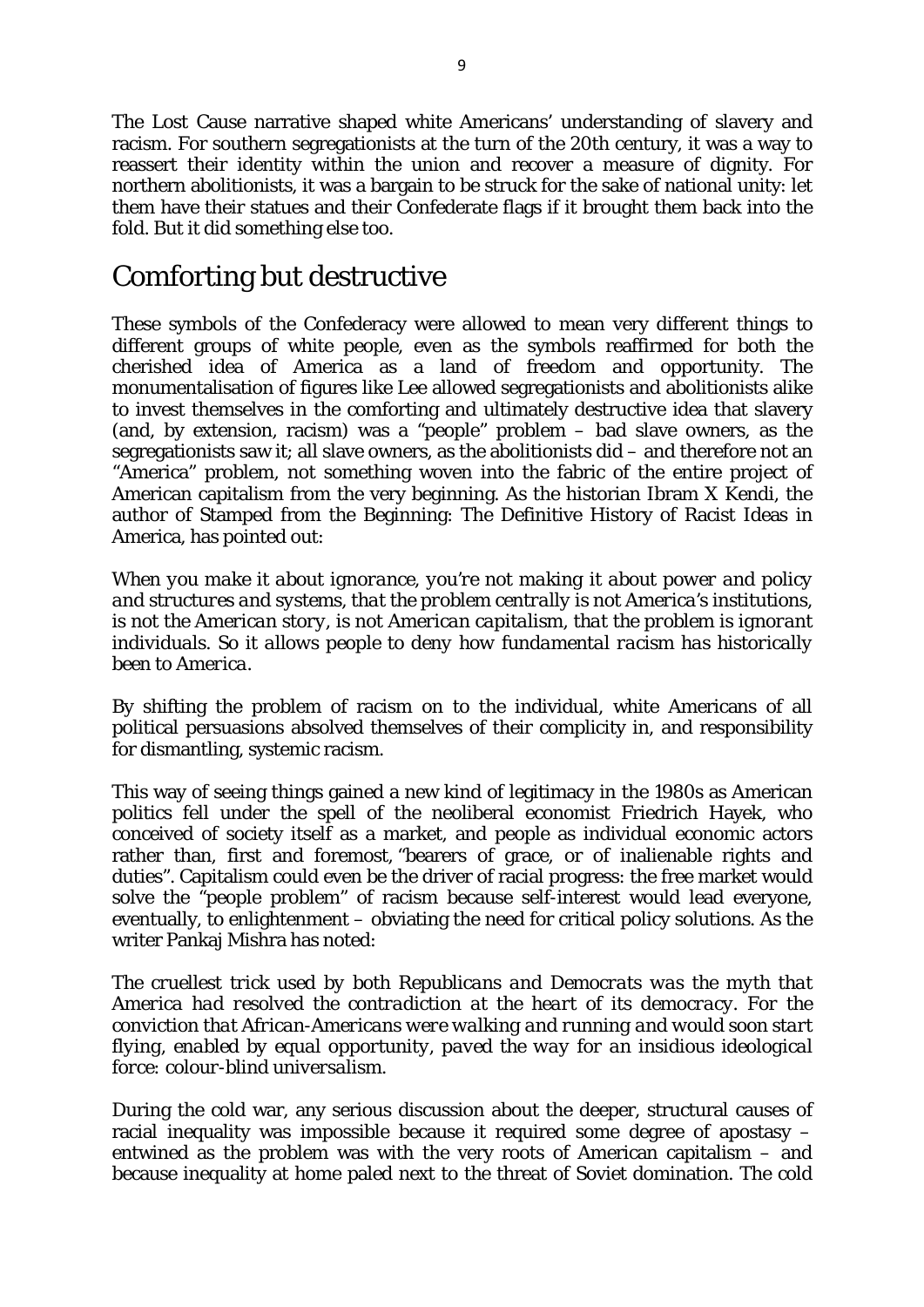The Lost Cause narrative shaped white Americans' understanding of slavery and racism. For southern segregationists at the turn of the 20th century, it was a way to reassert their identity within the union and recover a measure of dignity. For northern abolitionists, it was a bargain to be struck for the sake of national unity: let them have their statues and their Confederate flags if it brought them back into the fold. But it did something else too.

## Comforting but destructive

These symbols of the Confederacy were allowed to mean very different things to different groups of white people, even as the symbols reaffirmed for both the cherished idea of America as a land of freedom and opportunity. The monumentalisation of figures like Lee allowed segregationists and abolitionists alike to invest themselves in the comforting and ultimately destructive idea that slavery (and, by extension, racism) was a "people" problem – bad slave owners, as the segregationists saw it; all slave owners, as the abolitionists did – and therefore not an "America" problem, not something woven into the fabric of the entire project of American capitalism from the very beginning. As the historian Ibram X Kendi, the author of Stamped from the Beginning: The Definitive History of Racist Ideas in America, has pointed out:

*When you make it about ignorance, you're not making it about power and policy and structures and systems, that the problem centrally is not America's institutions, is not the American story, is not American capitalism, that the problem is ignorant individuals. So it allows people to deny how fundamental racism has historically been to America.*

By shifting the problem of racism on to the individual, white Americans of all political persuasions absolved themselves of their complicity in, and responsibility for dismantling, systemic racism.

This way of seeing things gained a new kind of legitimacy in the 1980s as American politics fell under the spell of the neoliberal economist Friedrich Hayek, who conceived of society itself as a market, and people as individual economic actors rather than, first and foremost, "bearers of grace, or of inalienable rights and duties". Capitalism could even be the driver of racial progress: the free market would solve the "people problem" of racism because self-interest would lead everyone, eventually, to enlightenment – obviating the need for critical policy solutions. As the writer Pankaj Mishra has noted:

*The cruellest trick used by both Republicans and Democrats was the myth that America had resolved the contradiction at the heart of its democracy. For the conviction that African-Americans were walking and running and would soon start flying, enabled by equal opportunity, paved the way for an insidious ideological force: colour-blind universalism.*

During the cold war, any serious discussion about the deeper, structural causes of racial inequality was impossible because it required some degree of apostasy – entwined as the problem was with the very roots of American capitalism – and because inequality at home paled next to the threat of Soviet domination. The cold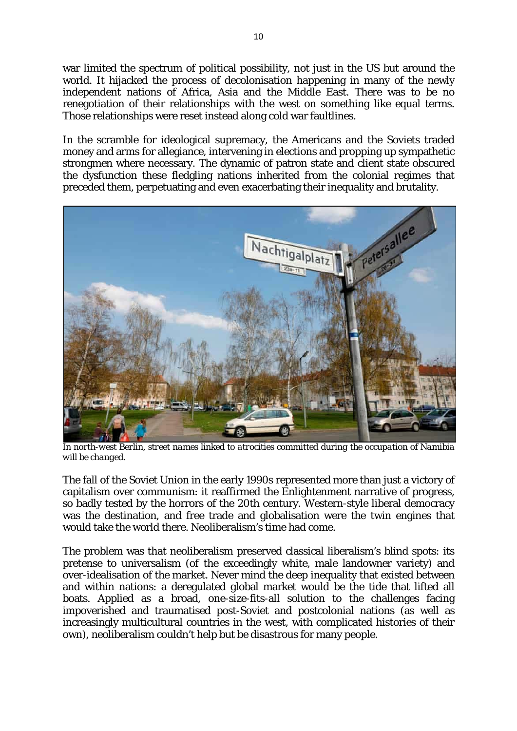war limited the spectrum of political possibility, not just in the US but around the world. It hijacked the process of decolonisation happening in many of the newly independent nations of Africa, Asia and the Middle East. There was to be no renegotiation of their relationships with the west on something like equal terms. Those relationships were reset instead along cold war faultlines.

In the scramble for ideological supremacy, the Americans and the Soviets traded money and arms for allegiance, intervening in elections and propping up sympathetic strongmen where necessary. The dynamic of patron state and client state obscured the dysfunction these fledgling nations inherited from the colonial regimes that preceded them, perpetuating and even exacerbating their inequality and brutality.

*In north-west Berlin, street names linked to atrocities committed during the occupation of Namibia will be changed.*

The fall of the Soviet Union in the early 1990s represented more than just a victory of capitalism over communism: it reaffirmed the Enlightenment narrative of progress, so badly tested by the horrors of the 20th century. Western-style liberal democracy was the destination, and free trade and globalisation were the twin engines that would take the world there. Neoliberalism's time had come.

The problem was that neoliberalism preserved classical liberalism's blind spots: its pretense to universalism (of the exceedingly white, male landowner variety) and over-idealisation of the market. Never mind the deep inequality that existed between and within nations: a deregulated global market would be the tide that lifted all boats. Applied as a broad, one-size-fits-all solution to the challenges facing impoverished and traumatised post-Soviet and postcolonial nations (as well as increasingly multicultural countries in the west, with complicated histories of their own), neoliberalism couldn't help but be disastrous for many people.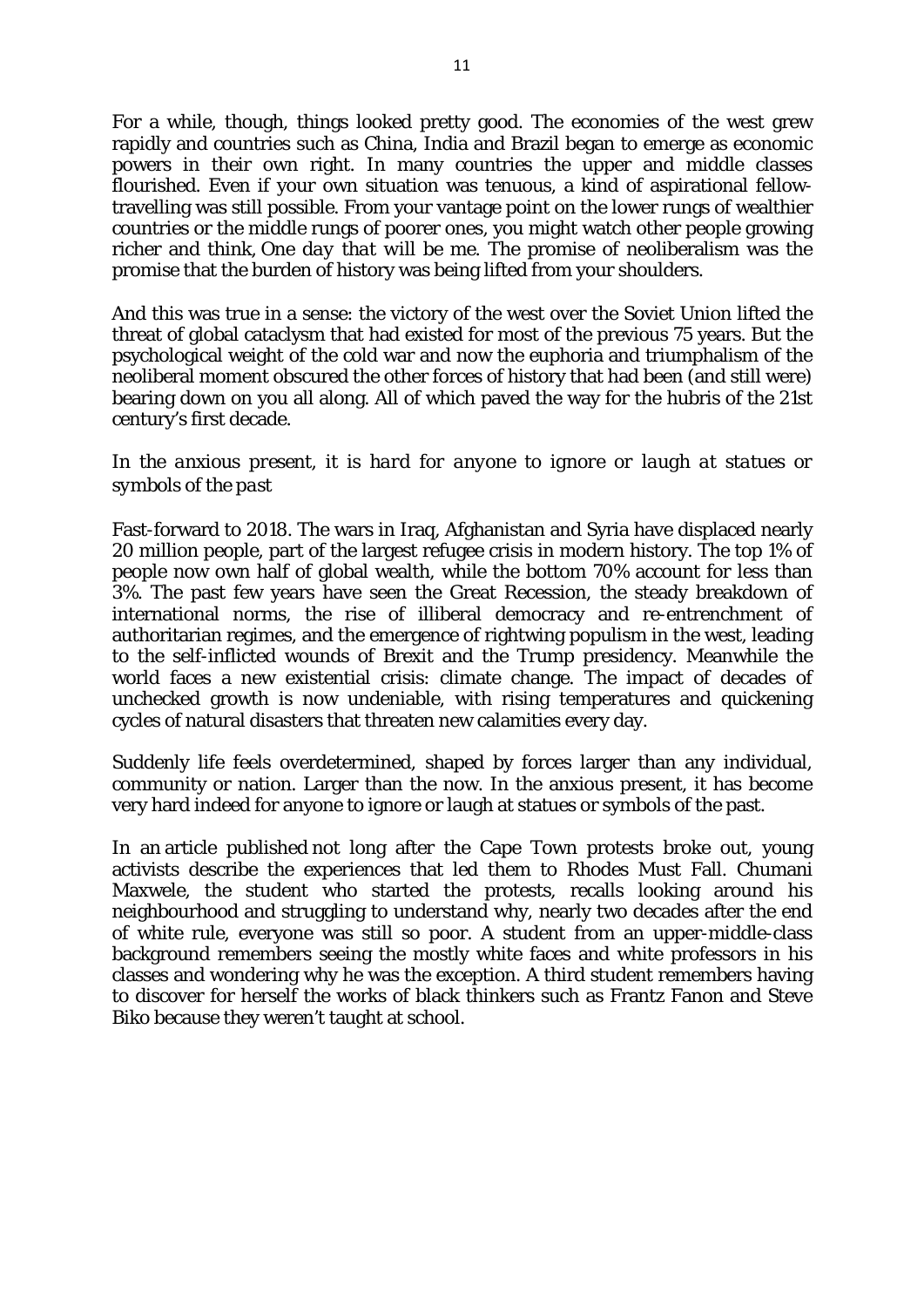For a while, though, things looked pretty good. The economies of the west grew rapidly and countries such as China, India and Brazil began to emerge as economic powers in their own right. In many countries the upper and middle classes flourished. Even if your own situation was tenuous, a kind of aspirational fellow-travelling was still possible. From your vantage point on the lower rungs of wealthier countries or the middle rungs of poorer ones, you might watch other people growing richer and think, *One day that will be me*. The promise of neoliberalism was the promise that the burden of history was being lifted from your shoulders.

And this was true in a sense: the victory of the west over the Soviet Union lifted the threat of global cataclysm that had existed for most of the previous 75 years. But the psychological weight of the cold war and now the euphoria and triumphalism of the neoliberal moment obscured the other forces of history that had been (and still were) bearing down on you all along. All of which paved the way for the hubris of the 21st century's first decade.

*In the anxious present, it is hard for anyone to ignore or laugh at statues or symbols of the past*

Fast-forward to 2018. The wars in Iraq, Afghanistan and Syria have displaced nearly 20 million people, part of the largest refugee crisis in modern history. The top 1% of people now own half of global wealth, while the bottom 70% account for less than 3%. The past few years have seen the Great Recession, the steady breakdown of international norms, the rise of illiberal democracy and re-entrenchment of authoritarian regimes, and the emergence of rightwing populism in the west, leading to the self-inflicted wounds of Brexit and the Trump presidency. Meanwhile the world faces a new existential crisis: climate change. The impact of decades of unchecked growth is now undeniable, with rising temperatures and quickening cycles of natural disasters that threaten new calamities every day.

Suddenly life feels overdetermined, shaped by forces larger than any individual, community or nation. Larger than the now. In the anxious present, it has become very hard indeed for anyone to ignore or laugh at statues or symbols of the past.

In an article published not long after the Cape Town protests broke out, young activists describe the experiences that led them to Rhodes Must Fall. Chumani Maxwele, the student who started the protests, recalls looking around his neighbourhood and struggling to understand why, nearly two decades after the end of white rule, everyone was still so poor. A student from an upper-middle-class background remembers seeing the mostly white faces and white professors in his classes and wondering why he was the exception. A third student remembers having to discover for herself the works of black thinkers such as Frantz Fanon and Steve Biko because they weren't taught at school.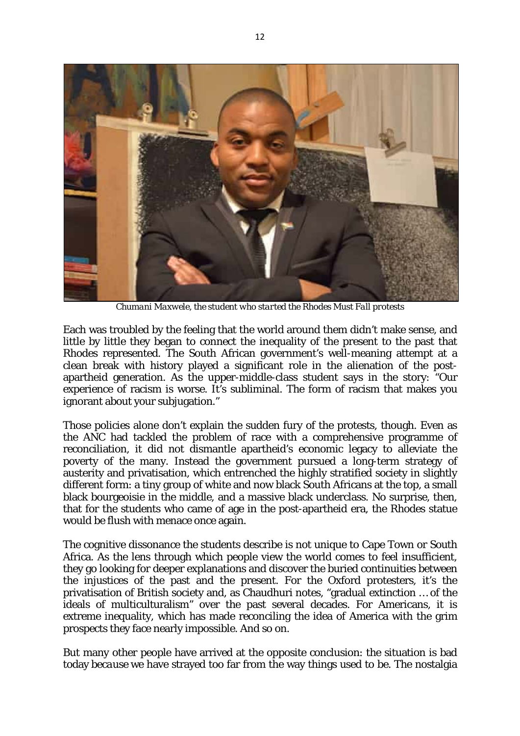*Chumani Maxwele, the student who started the Rhodes Must Fall protests*

Each was troubled by the feeling that the world around them didn't make sense, and little by little they began to connect the inequality of the present to the past that Rhodes represented. The South African government's well-meaning attempt at a clean break with history played a significant role in the alienation of the post-apartheid generation. As the upper-middle-class student says in the story: "Our experience of racism is worse. It's subliminal. The form of racism that makes you ignorant about your subjugation."

Those policies alone don't explain the sudden fury of the protests, though. Even as the ANC had tackled the problem of race with a comprehensive programme of reconciliation, it did not dismantle apartheid's economic legacy to alleviate the poverty of the many. Instead the government pursued a long-term strategy of austerity and privatisation, which entrenched the highly stratified society in slightly different form: a tiny group of white and now black South Africans at the top, a small black bourgeoisie in the middle, and a massive black underclass. No surprise, then, that for the students who came of age in the post-apartheid era, the Rhodes statue would be flush with menace once again.

The cognitive dissonance the students describe is not unique to Cape Town or South Africa. As the lens through which people view the world comes to feel insufficient, they go looking for deeper explanations and discover the buried continuities between the injustices of the past and the present. For the Oxford protesters, it's the privatisation of British society and, as Chaudhuri notes, "gradual extinction … of the ideals of multiculturalism" over the past several decades. For Americans, it is extreme inequality, which has made reconciling the idea of America with the grim prospects they face nearly impossible. And so on.

But many other people have arrived at the opposite conclusion: the situation is bad today *because* we have strayed too far from the way things used to be. The nostalgia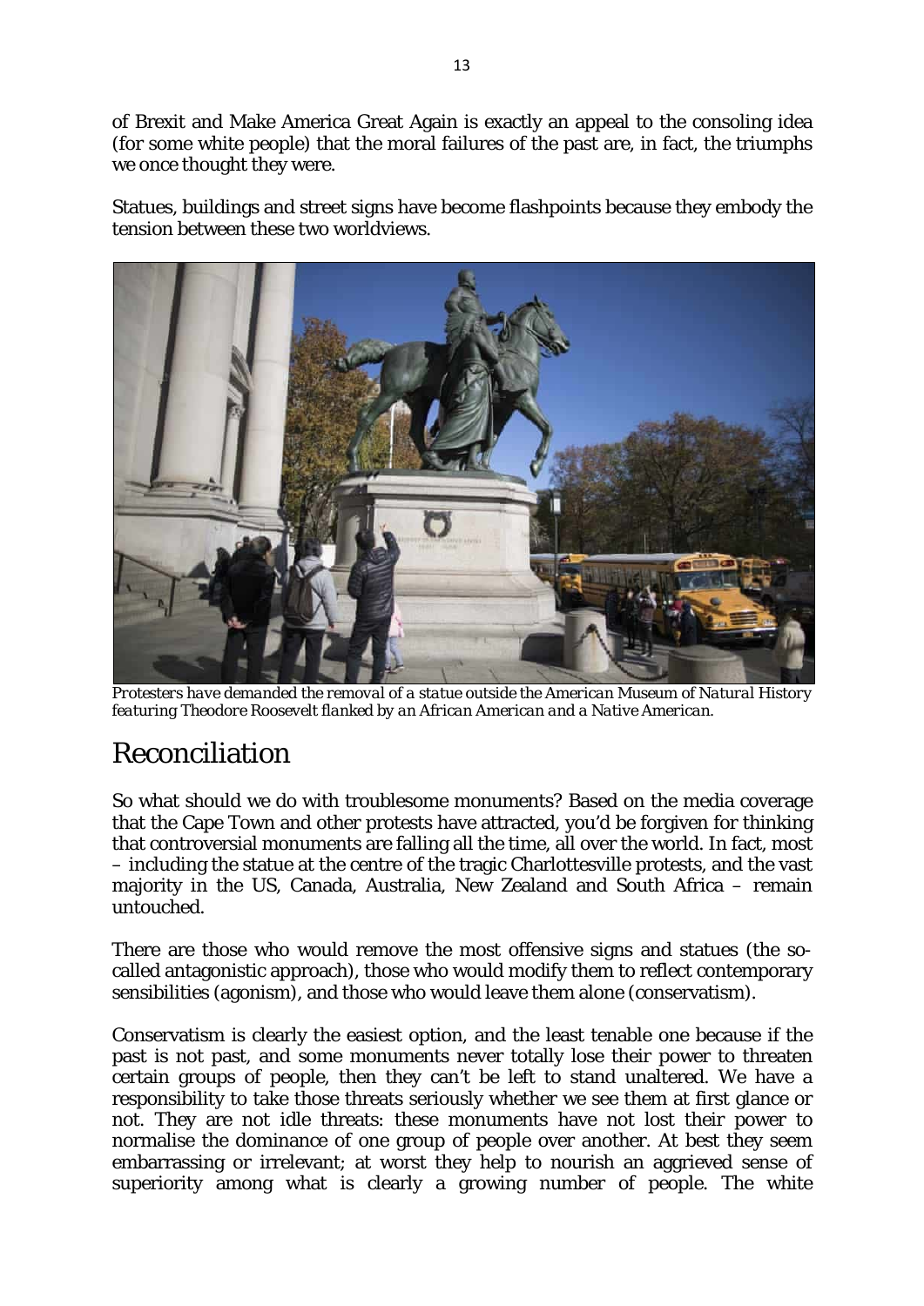of Brexit and Make America Great Again is exactly an appeal to the consoling idea (for some white people) that the moral failures of the past are, in fact, the triumphs we once thought they were.

Statues, buildings and street signs have become flashpoints because they embody the tension between these two worldviews.

*Protesters have demanded the removal of a statue outside the American Museum of Natural History featuring Theodore Roosevelt flanked by an African American and a Native American.*

## Reconciliation

So what should we do with troublesome monuments? Based on the media coverage that the Cape Town and other protests have attracted, you'd be forgiven for thinking that controversial monuments are falling all the time, all over the world. In fact, most – including the statue at the centre of the tragic Charlottesville protests, and the vast majority in the US, Canada, Australia, New Zealand and South Africa – remain untouched.

There are those who would remove the most offensive signs and statues (the so-called antagonistic approach), those who would modify them to reflect contemporary sensibilities (agonism), and those who would leave them alone (conservatism).

Conservatism is clearly the easiest option, and the least tenable one because if the past is not past, and some monuments never totally lose their power to threaten certain groups of people, then they can't be left to stand unaltered. We have a responsibility to take those threats seriously whether we see them at first glance or not. They are not idle threats: these monuments have not lost their power to normalise the dominance of one group of people over another. At best they seem embarrassing or irrelevant; at worst they help to nourish an aggrieved sense of superiority among what is clearly a growing number of people. The white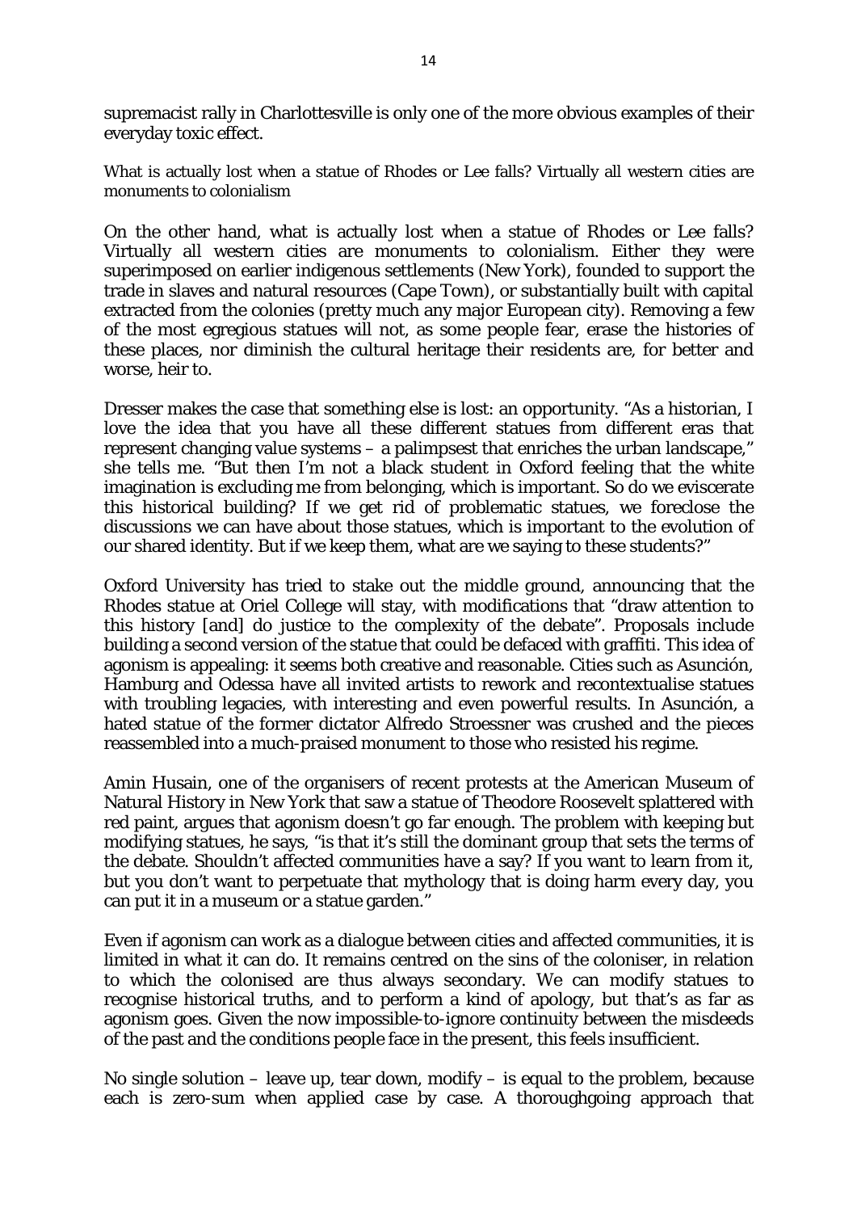supremacist rally in Charlottesville is only one of the more obvious examples of their everyday toxic effect.

What is actually lost when a statue of Rhodes or Lee falls? Virtually all western cities are monuments to colonialism

On the other hand, what is actually lost when a statue of Rhodes or Lee falls? Virtually all western cities are monuments to colonialism. Either they were superimposed on earlier indigenous settlements (New York), founded to support the trade in slaves and natural resources (Cape Town), or substantially built with capital extracted from the colonies (pretty much any major European city). Removing a few of the most egregious statues will not, as some people fear, erase the histories of these places, nor diminish the cultural heritage their residents are, for better and worse, heir to.

Dresser makes the case that something else is lost: an opportunity. "As a historian, I love the idea that you have all these different statues from different eras that represent changing value systems – a palimpsest that enriches the urban landscape," she tells me. "But then I'm not a black student in Oxford feeling that the white imagination is excluding me from belonging, which is important. So do we eviscerate this historical building? If we get rid of problematic statues, we foreclose the discussions we can have about those statues, which is important to the evolution of our shared identity. But if we keep them, what are we saying to these students?"

Oxford University has tried to stake out the middle ground, announcing that the Rhodes statue at Oriel College will stay, with modifications that "draw attention to this history [and] do justice to the complexity of the debate". Proposals include building a second version of the statue that could be defaced with graffiti. This idea of agonism is appealing: it seems both creative and reasonable. Cities such as Asunción, Hamburg and Odessa have all invited artists to rework and recontextualise statues with troubling legacies, with interesting and even powerful results. In Asunción, a hated statue of the former dictator Alfredo Stroessner was crushed and the pieces reassembled into a much-praised monument to those who resisted his regime.

Amin Husain, one of the organisers of recent protests at the American Museum of Natural History in New York that saw a statue of Theodore Roosevelt splattered with red paint, argues that agonism doesn't go far enough. The problem with keeping but modifying statues, he says, "is that it's still the dominant group that sets the terms of the debate. Shouldn't affected communities have a say? If you want to learn from it, but you don't want to perpetuate that mythology that is doing harm every day, you can put it in a museum or a statue garden."

Even if agonism can work as a dialogue between cities and affected communities, it is limited in what it can do. It remains centred on the sins of the coloniser, in relation to which the colonised are thus always secondary. We can modify statues to recognise historical truths, and to perform a kind of apology, but that's as far as agonism goes. Given the now impossible-to-ignore continuity between the misdeeds of the past and the conditions people face in the present, this feels insufficient.

No single solution – leave up, tear down, modify – is equal to the problem, because each is zero-sum when applied case by case. A thoroughgoing approach that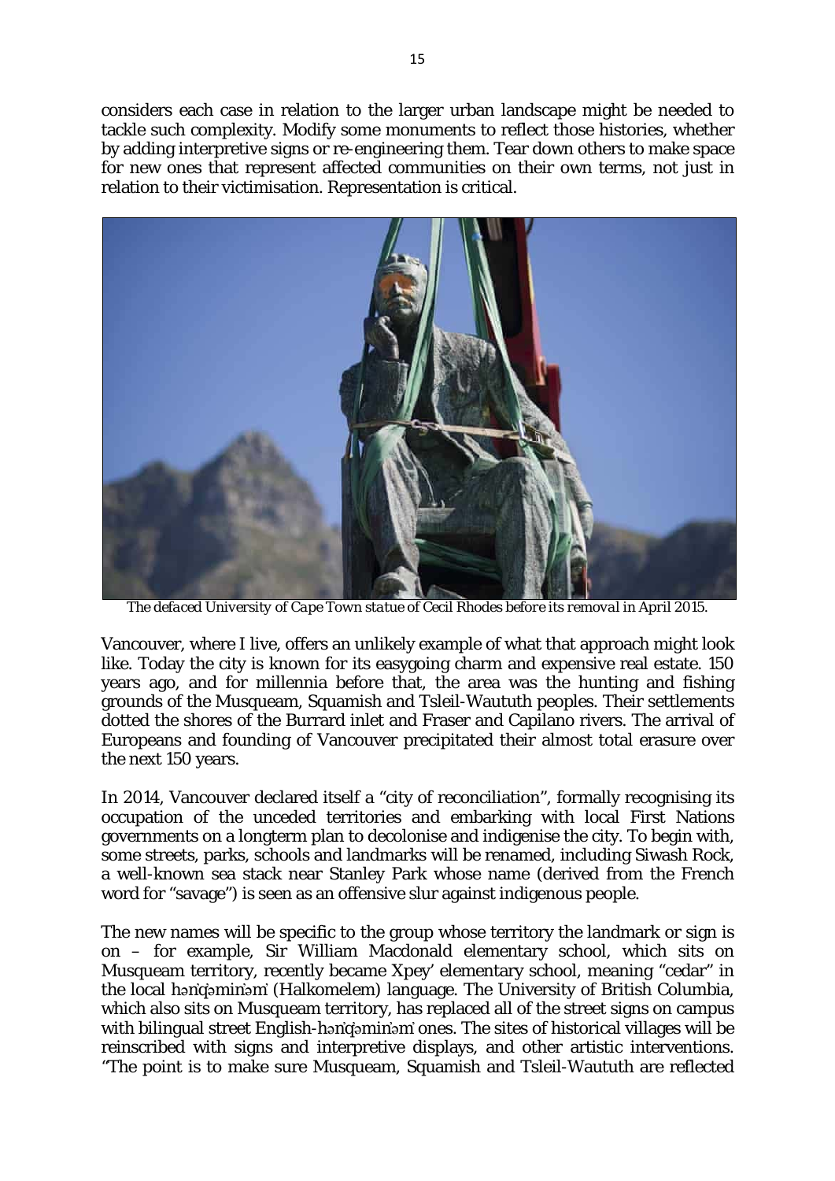considers each case in relation to the larger urban landscape might be needed to tackle such complexity. Modify some monuments to reflect those histories, whether by adding interpretive signs or re-engineering them. Tear down others to make space for new ones that represent affected communities on their own terms, not just in relation to their victimisation. Representation is critical.

*The defaced University of Cape Town statue of Cecil Rhodes before its removal in April 2015.*

Vancouver, where I live, offers an unlikely example of what that approach might look like. Today the city is known for its easygoing charm and expensive real estate. 150 years ago, and for millennia before that, the area was the hunting and fishing grounds of the Musqueam, Squamish and Tsleil-Waututh peoples. Their settlements dotted the shores of the Burrard inlet and Fraser and Capilano rivers. The arrival of Europeans and founding of Vancouver precipitated their almost total erasure over the next 150 years.

In 2014, Vancouver declared itself a "city of reconciliation", formally recognising its occupation of the unceded territories and embarking with local First Nations governments on a longterm plan to decolonise and indigenise the city. To begin with, some streets, parks, schools and landmarks will be renamed, including Siwash Rock, a well-known sea stack near Stanley Park whose name (derived from the French word for "savage") is seen as an offensive slur against indigenous people.

The new names will be specific to the group whose territory the landmark or sign is on – for example, Sir William Macdonald elementary school, which sits on Musqueam territory, recently became Xpey' elementary school, meaning "cedar" in the local hən̓q̓əmin̓əm̓ (Halkomelem) language. The University of British Columbia, which also sits on Musqueam territory, has replaced all of the street signs on campus with bilingual street English-hən̓q̓əmin̓əm̓ ones. The sites of historical villages will be reinscribed with signs and interpretive displays, and other artistic interventions. "The point is to make sure Musqueam, Squamish and Tsleil-Waututh are reflected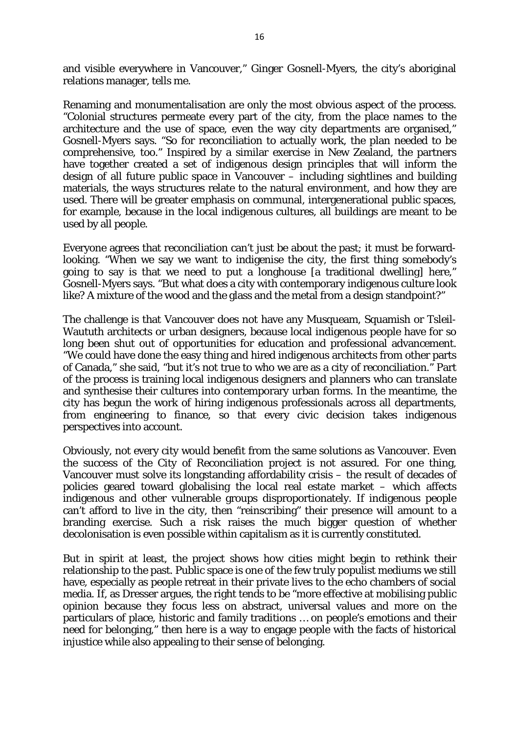and visible everywhere in Vancouver," Ginger Gosnell-Myers, the city's aboriginal relations manager, tells me.

Renaming and monumentalisation are only the most obvious aspect of the process. "Colonial structures permeate every part of the city, from the place names to the architecture and the use of space, even the way city departments are organised," Gosnell-Myers says. "So for reconciliation to actually work, the plan needed to be comprehensive, too." Inspired by a similar exercise in New Zealand, the partners have together created a set of indigenous design principles that will inform the design of all future public space in Vancouver – including sightlines and building materials, the ways structures relate to the natural environment, and how they are used. There will be greater emphasis on communal, intergenerational public spaces, for example, because in the local indigenous cultures, all buildings are meant to be used by all people.

Everyone agrees that reconciliation can't just be about the past; it must be forward-looking. "When we say we want to indigenise the city, the first thing somebody's going to say is that we need to put a longhouse [a traditional dwelling] here," Gosnell-Myers says. "But what does a city with contemporary indigenous culture look like? A mixture of the wood and the glass and the metal from a design standpoint?"

The challenge is that Vancouver does not have any Musqueam, Squamish or Tsleil-Waututh architects or urban designers, because local indigenous people have for so long been shut out of opportunities for education and professional advancement. "We could have done the easy thing and hired indigenous architects from other parts of Canada," she said, "but it's not true to who we are as a city of reconciliation." Part of the process is training local indigenous designers and planners who can translate and synthesise their cultures into contemporary urban forms. In the meantime, the city has begun the work of hiring indigenous professionals across all departments, from engineering to finance, so that every civic decision takes indigenous perspectives into account.

Obviously, not every city would benefit from the same solutions as Vancouver. Even the success of the City of Reconciliation project is not assured. For one thing, Vancouver must solve its longstanding affordability crisis – the result of decades of policies geared toward globalising the local real estate market – which affects indigenous and other vulnerable groups disproportionately. If indigenous people can't afford to live in the city, then "reinscribing" their presence will amount to a branding exercise. Such a risk raises the much bigger question of whether decolonisation is even possible within capitalism as it is currently constituted.

But in spirit at least, the project shows how cities might begin to rethink their relationship to the past. Public space is one of the few truly populist mediums we still have, especially as people retreat in their private lives to the echo chambers of social media. If, as Dresser argues, the right tends to be "more effective at mobilising public opinion because they focus less on abstract, universal values and more on the particulars of place, historic and family traditions … on people's emotions and their need for belonging," then here is a way to engage people with the facts of historical injustice while also appealing to their sense of belonging.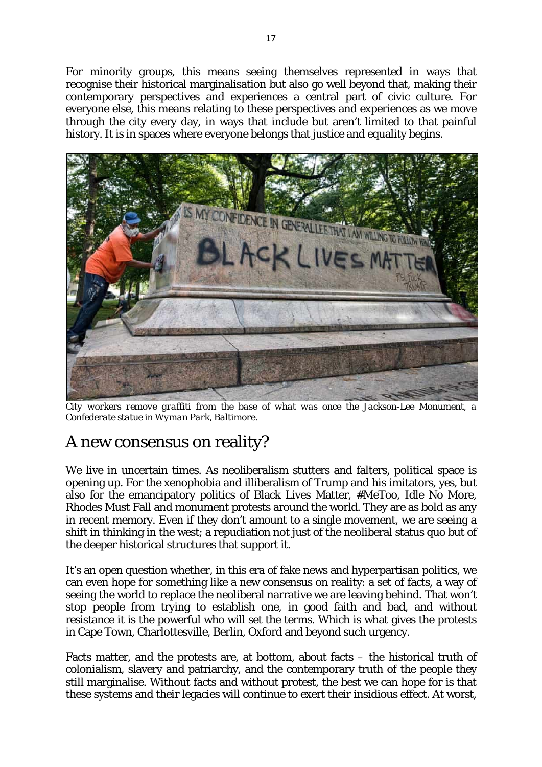For minority groups, this means seeing themselves represented in ways that recognise their historical marginalisation but also go well beyond that, making their contemporary perspectives and experiences a central part of civic culture. For everyone else, this means relating to these perspectives and experiences as we move through the city every day, in ways that include but aren't limited to that painful history. It is in spaces where everyone belongs that justice and equality begins.

*City workers remove graffiti from the base of what was once the Jackson-Lee Monument, a Confederate statue in Wyman Park, Baltimore.*

## A new consensus on reality?

We live in uncertain times. As neoliberalism stutters and falters, political space is opening up. For the xenophobia and illiberalism of Trump and his imitators, yes, but also for the emancipatory politics of Black Lives Matter, #MeToo, Idle No More, Rhodes Must Fall and monument protests around the world. They are as bold as any in recent memory. Even if they don't amount to a single movement, we are seeing a shift in thinking in the west; a repudiation not just of the neoliberal status quo but of the deeper historical structures that support it.

It's an open question whether, in this era of fake news and hyperpartisan politics, we can even hope for something like a new consensus on reality: a set of facts, a way of seeing the world to replace the neoliberal narrative we are leaving behind. That won't stop people from trying to establish one, in good faith and bad, and without resistance it is the powerful who will set the terms. Which is what gives the protests in Cape Town, Charlottesville, Berlin, Oxford and beyond such urgency.

Facts matter, and the protests are, at bottom, about facts – the historical truth of colonialism, slavery and patriarchy, and the contemporary truth of the people they still marginalise. Without facts and without protest, the best we can hope for is that these systems and their legacies will continue to exert their insidious effect. At worst,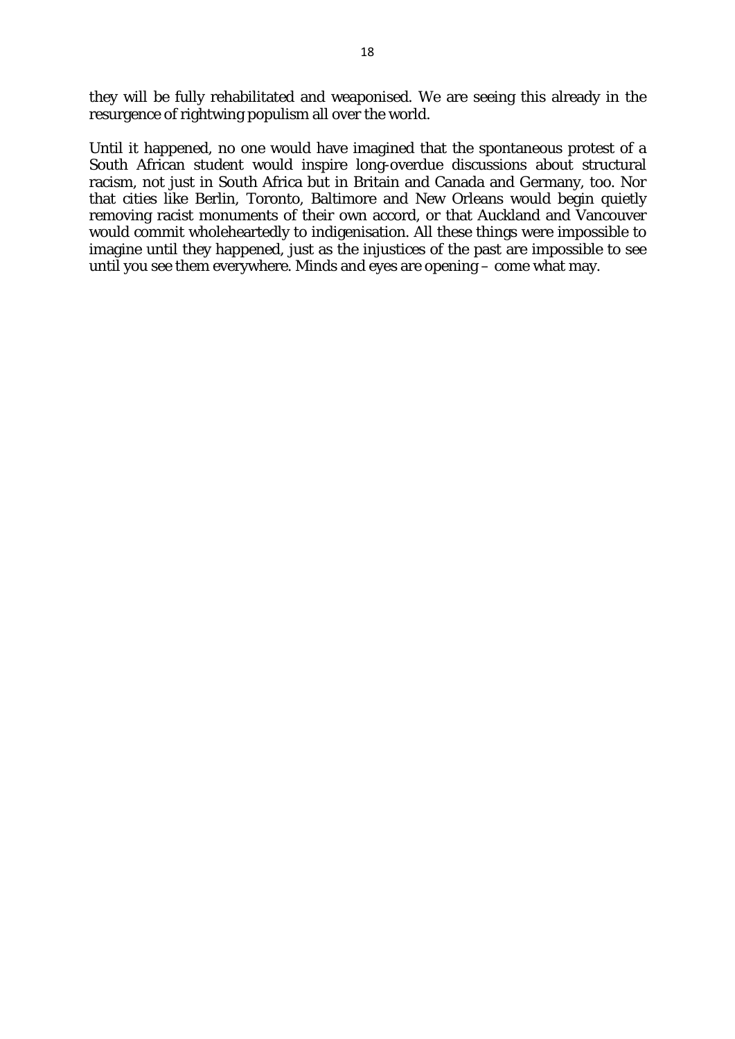they will be fully rehabilitated and weaponised. We are seeing this already in the resurgence of rightwing populism all over the world.

Until it happened, no one would have imagined that the spontaneous protest of a South African student would inspire long-overdue discussions about structural racism, not just in South Africa but in Britain and Canada and Germany, too. Nor that cities like Berlin, Toronto, Baltimore and New Orleans would begin quietly removing racist monuments of their own accord, or that Auckland and Vancouver would commit wholeheartedly to indigenisation. All these things were impossible to imagine until they happened, just as the injustices of the past are impossible to see until you see them everywhere. Minds and eyes are opening – come what may.